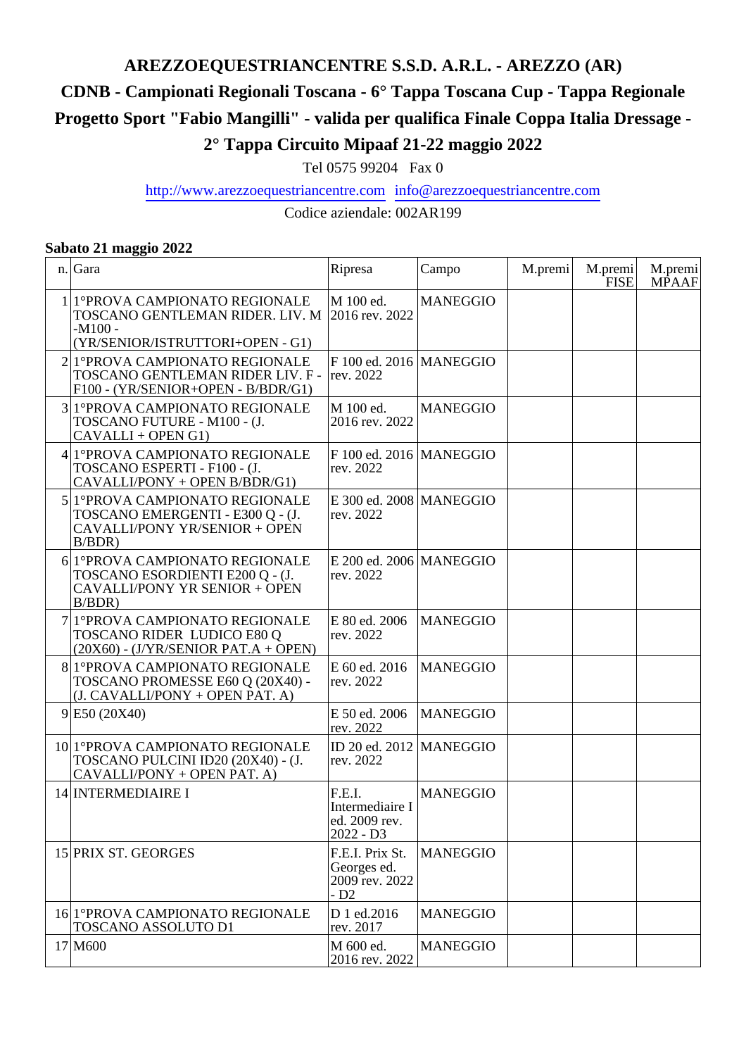# AREZZOEQUESTRIANCENTRE S.S.D. A.R.L. - AREZZO (AR)

## CDNB - Campionati Regionali Toscana - 6° Tappa Toscana Cup - Tappa Regionale Progetto Sport "Fabio Mangilli" - valida per qualifica Finale Coppa Italia Dressage - 2° Tappa Circuito Mipaaf 21-22 maggio 2022

Tel 0575 99204 Fax 0

http://www.arezzoequestriancentre.com info@arezzoequestriancentre.com

Codice aziendale: 002AR199

**Sabato 21 maggio 2022**

| n. | Gara | Ripresa | Campo | M.premi | M.premi FISE | M.premi MPAAF |
|---|---|---|---|---|---|---|
| 1 | 1°PROVA CAMPIONATO REGIONALE TOSCANO GENTLEMAN RIDER. LIV. M -M100 - (YR/SENIOR/ISTRUTTORI+OPEN - G1) | M 100 ed. 2016 rev. 2022 | MANEGGIO | | | |
| 2 | 1°PROVA CAMPIONATO REGIONALE TOSCANO GENTLEMAN RIDER LIV. F - F100 - (YR/SENIOR+OPEN - B/BDR/G1) | F 100 ed. 2016 rev. 2022 | MANEGGIO | | | |
| 3 | 1°PROVA CAMPIONATO REGIONALE TOSCANO FUTURE - M100 - (J. CAVALLI + OPEN G1) | M 100 ed. 2016 rev. 2022 | MANEGGIO | | | |
| 4 | 1°PROVA CAMPIONATO REGIONALE TOSCANO ESPERTI - F100 - (J. CAVALLI/PONY + OPEN B/BDR/G1) | F 100 ed. 2016 rev. 2022 | MANEGGIO | | | |
| 5 | 1°PROVA CAMPIONATO REGIONALE TOSCANO EMERGENTI - E300 Q - (J. CAVALLI/PONY YR/SENIOR + OPEN B/BDR) | E 300 ed. 2008 rev. 2022 | MANEGGIO | | | |
| 6 | 1°PROVA CAMPIONATO REGIONALE TOSCANO ESORDIENTI E200 Q - (J. CAVALLI/PONY YR SENIOR + OPEN B/BDR) | E 200 ed. 2006 rev. 2022 | MANEGGIO | | | |
| 7 | 1°PROVA CAMPIONATO REGIONALE TOSCANO RIDER LUDICO E80 Q (20X60) - (J/YR/SENIOR PAT.A + OPEN) | E 80 ed. 2006 rev. 2022 | MANEGGIO | | | |
| 8 | 1°PROVA CAMPIONATO REGIONALE TOSCANO PROMESSE E60 Q (20X40) - (J. CAVALLI/PONY + OPEN PAT. A) | E 60 ed. 2016 rev. 2022 | MANEGGIO | | | |
| 9 | E50 (20X40) | E 50 ed. 2006 rev. 2022 | MANEGGIO | | | |
| 10 | 1°PROVA CAMPIONATO REGIONALE TOSCANO PULCINI ID20 (20X40) - (J. CAVALLI/PONY + OPEN PAT. A) | ID 20 ed. 2012 rev. 2022 | MANEGGIO | | | |
| 14 | INTERMEDIAIRE I | F.E.I. Intermediaire I ed. 2009 rev. 2022 - D3 | MANEGGIO | | | |
| 15 | PRIX ST. GEORGES | F.E.I. Prix St. Georges ed. 2009 rev. 2022 - D2 | MANEGGIO | | | |
| 16 | 1°PROVA CAMPIONATO REGIONALE TOSCANO ASSOLUTO D1 | D 1 ed.2016 rev. 2017 | MANEGGIO | | | |
| 17 | M600 | M 600 ed. 2016 rev. 2022 | MANEGGIO | | | |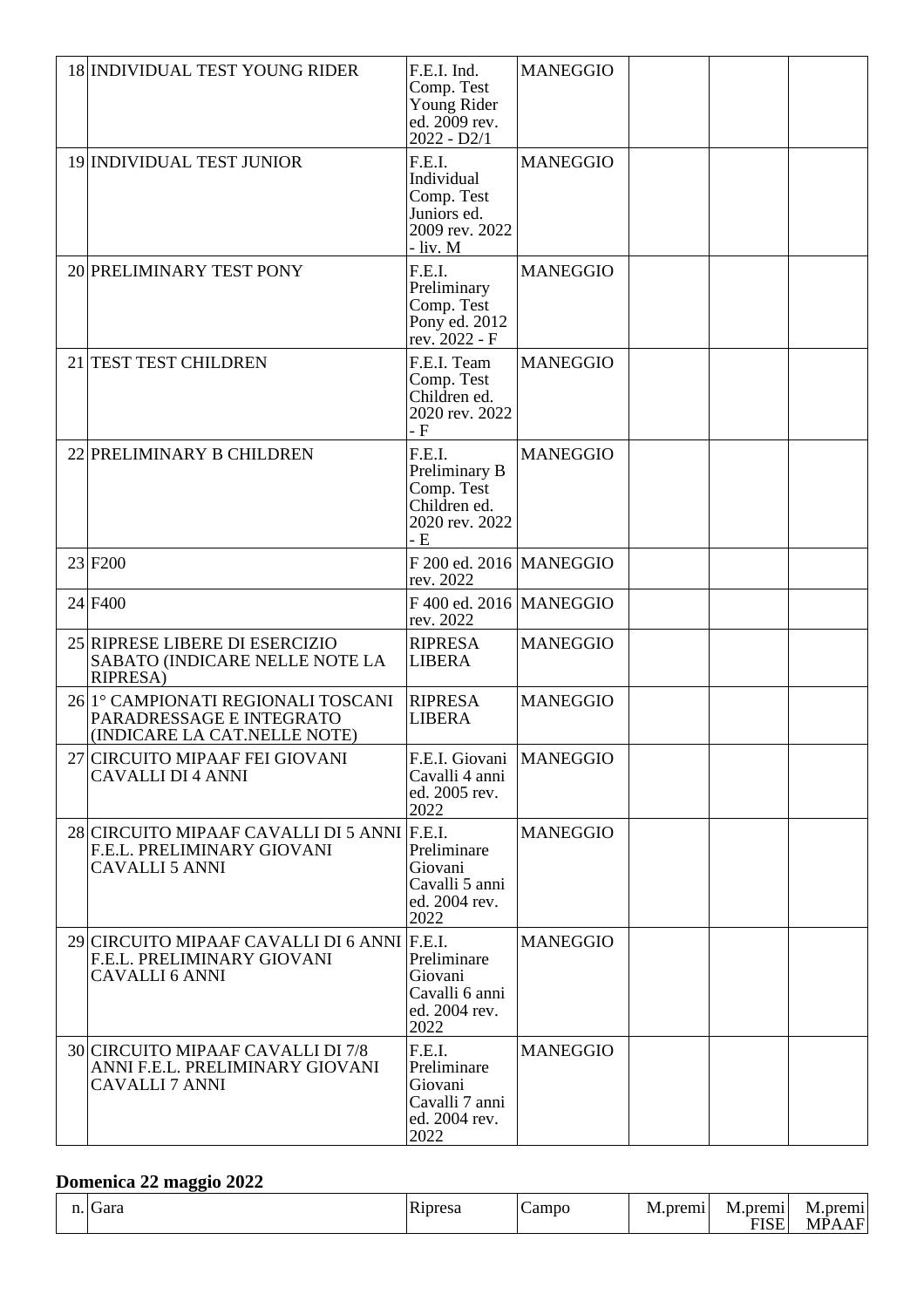| n. | Gara | Ripresa | Campo | M.premi | M.premi FISE | M.premi MPAAF |
|---|---|---|---|---|---|---|
| 18 | INDIVIDUAL TEST YOUNG RIDER | F.E.I. Ind. Comp. Test Young Rider ed. 2009 rev. 2022 - D2/1 | MANEGGIO | | | |
| 19 | INDIVIDUAL TEST JUNIOR | F.E.I. Individual Comp. Test Juniors ed. 2009 rev. 2022 - liv. M | MANEGGIO | | | |
| 20 | PRELIMINARY TEST PONY | F.E.I. Preliminary Comp. Test Pony ed. 2012 rev. 2022 - F | MANEGGIO | | | |
| 21 | TEST TEST CHILDREN | F.E.I. Team Comp. Test Children ed. 2020 rev. 2022 - F | MANEGGIO | | | |
| 22 | PRELIMINARY B CHILDREN | F.E.I. Preliminary B Comp. Test Children ed. 2020 rev. 2022 - E | MANEGGIO | | | |
| 23 | F200 | F 200 ed. 2016 rev. 2022 | MANEGGIO | | | |
| 24 | F400 | F 400 ed. 2016 rev. 2022 | MANEGGIO | | | |
| 25 | RIPRESE LIBERE DI ESERCIZIO SABATO (INDICARE NELLE NOTE LA RIPRESA) | RIPRESA LIBERA | MANEGGIO | | | |
| 26 | 1° CAMPIONATI REGIONALI TOSCANI PARADRESSAGE E INTEGRATO (INDICARE LA CAT.NELLE NOTE) | RIPRESA LIBERA | MANEGGIO | | | |
| 27 | CIRCUITO MIPAAF FEI GIOVANI CAVALLI DI 4 ANNI | F.E.I. Giovani Cavalli 4 anni ed. 2005 rev. 2022 | MANEGGIO | | | |
| 28 | CIRCUITO MIPAAF CAVALLI DI 5 ANNI F.E.L. PRELIMINARY GIOVANI CAVALLI 5 ANNI | F.E.I. Preliminare Giovani Cavalli 5 anni ed. 2004 rev. 2022 | MANEGGIO | | | |
| 29 | CIRCUITO MIPAAF CAVALLI DI 6 ANNI F.E.L. PRELIMINARY GIOVANI CAVALLI 6 ANNI | F.E.I. Preliminare Giovani Cavalli 6 anni ed. 2004 rev. 2022 | MANEGGIO | | | |
| 30 | CIRCUITO MIPAAF CAVALLI DI 7/8 ANNI F.E.L. PRELIMINARY GIOVANI CAVALLI 7 ANNI | F.E.I. Preliminare Giovani Cavalli 7 anni ed. 2004 rev. 2022 | MANEGGIO | | | |

## Domenica 22 maggio 2022

| n. | Gara | Ripresa | Campo | M.premi | M.premi FISE | M.premi MPAAF |
|---|---|---|---|---|---|---|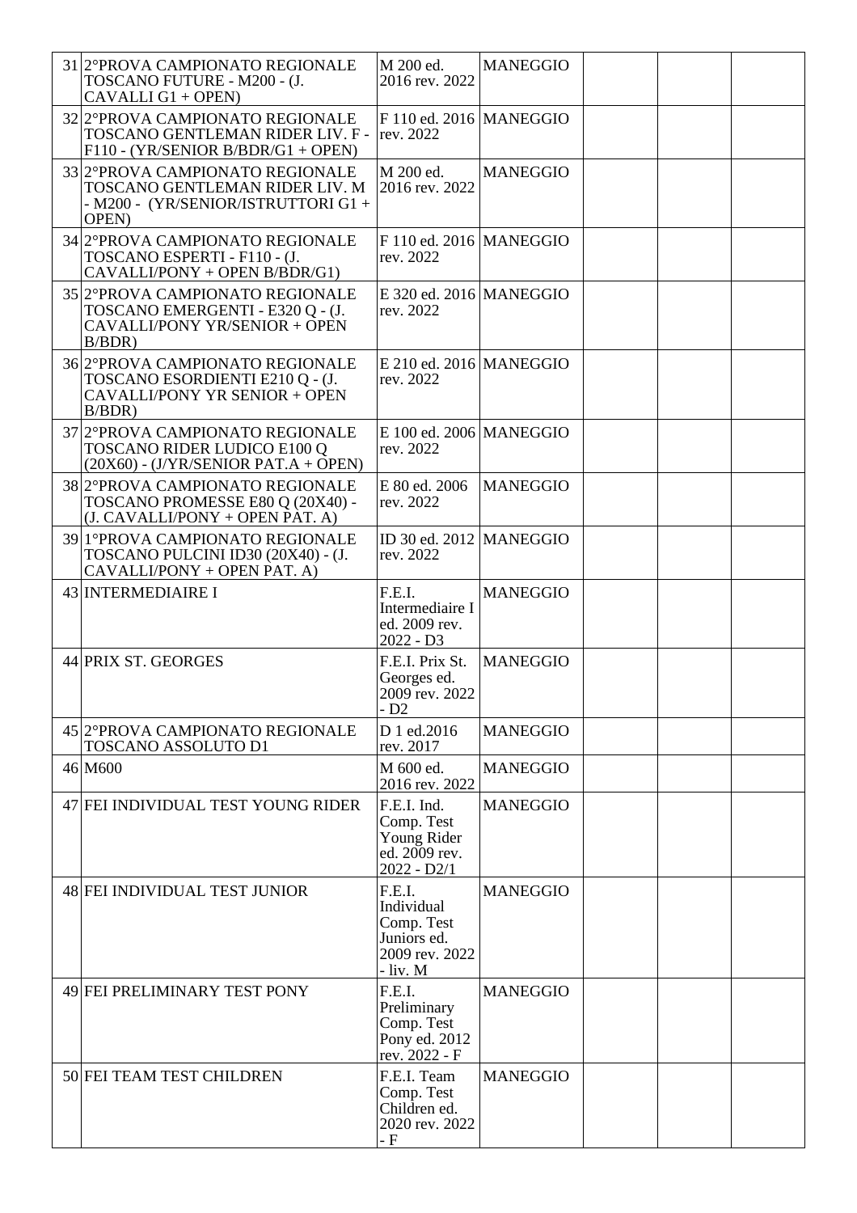| | | | | | | |
|---|---|---|---|---|---|---|
| 31 | 2°PROVA CAMPIONATO REGIONALE TOSCANO FUTURE - M200 - (J. CAVALLI G1 + OPEN) | M 200 ed. 2016 rev. 2022 | MANEGGIO | | | |
| 32 | 2°PROVA CAMPIONATO REGIONALE TOSCANO GENTLEMAN RIDER LIV. F - F110 - (YR/SENIOR B/BDR/G1 + OPEN) | F 110 ed. 2016 rev. 2022 | MANEGGIO | | | |
| 33 | 2°PROVA CAMPIONATO REGIONALE TOSCANO GENTLEMAN RIDER LIV. M - M200 - (YR/SENIOR/ISTRUTTORI G1 + OPEN) | M 200 ed. 2016 rev. 2022 | MANEGGIO | | | |
| 34 | 2°PROVA CAMPIONATO REGIONALE TOSCANO ESPERTI - F110 - (J. CAVALLI/PONY + OPEN B/BDR/G1) | F 110 ed. 2016 rev. 2022 | MANEGGIO | | | |
| 35 | 2°PROVA CAMPIONATO REGIONALE TOSCANO EMERGENTI - E320 Q - (J. CAVALLI/PONY YR/SENIOR + OPEN B/BDR) | E 320 ed. 2016 rev. 2022 | MANEGGIO | | | |
| 36 | 2°PROVA CAMPIONATO REGIONALE TOSCANO ESORDIENTI E210 Q - (J. CAVALLI/PONY YR SENIOR + OPEN B/BDR) | E 210 ed. 2016 rev. 2022 | MANEGGIO | | | |
| 37 | 2°PROVA CAMPIONATO REGIONALE TOSCANO RIDER LUDICO E100 Q (20X60) - (J/YR/SENIOR PAT.A + OPEN) | E 100 ed. 2006 rev. 2022 | MANEGGIO | | | |
| 38 | 2°PROVA CAMPIONATO REGIONALE TOSCANO PROMESSE E80 Q (20X40) - (J. CAVALLI/PONY + OPEN PAT. A) | E 80 ed. 2006 rev. 2022 | MANEGGIO | | | |
| 39 | 1°PROVA CAMPIONATO REGIONALE TOSCANO PULCINI ID30 (20X40) - (J. CAVALLI/PONY + OPEN PAT. A) | ID 30 ed. 2012 rev. 2022 | MANEGGIO | | | |
| 43 | INTERMEDIAIRE I | F.E.I. Intermediaire I ed. 2009 rev. 2022 - D3 | MANEGGIO | | | |
| 44 | PRIX ST. GEORGES | F.E.I. Prix St. Georges ed. 2009 rev. 2022 - D2 | MANEGGIO | | | |
| 45 | 2°PROVA CAMPIONATO REGIONALE TOSCANO ASSOLUTO D1 | D 1 ed.2016 rev. 2017 | MANEGGIO | | | |
| 46 | M600 | M 600 ed. 2016 rev. 2022 | MANEGGIO | | | |
| 47 | FEI INDIVIDUAL TEST YOUNG RIDER | F.E.I. Ind. Comp. Test Young Rider ed. 2009 rev. 2022 - D2/1 | MANEGGIO | | | |
| 48 | FEI INDIVIDUAL TEST JUNIOR | F.E.I. Individual Comp. Test Juniors ed. 2009 rev. 2022 - liv. M | MANEGGIO | | | |
| 49 | FEI PRELIMINARY TEST PONY | F.E.I. Preliminary Comp. Test Pony ed. 2012 rev. 2022 - F | MANEGGIO | | | |
| 50 | FEI TEAM TEST CHILDREN | F.E.I. Team Comp. Test Children ed. 2020 rev. 2022 - F | MANEGGIO | | | |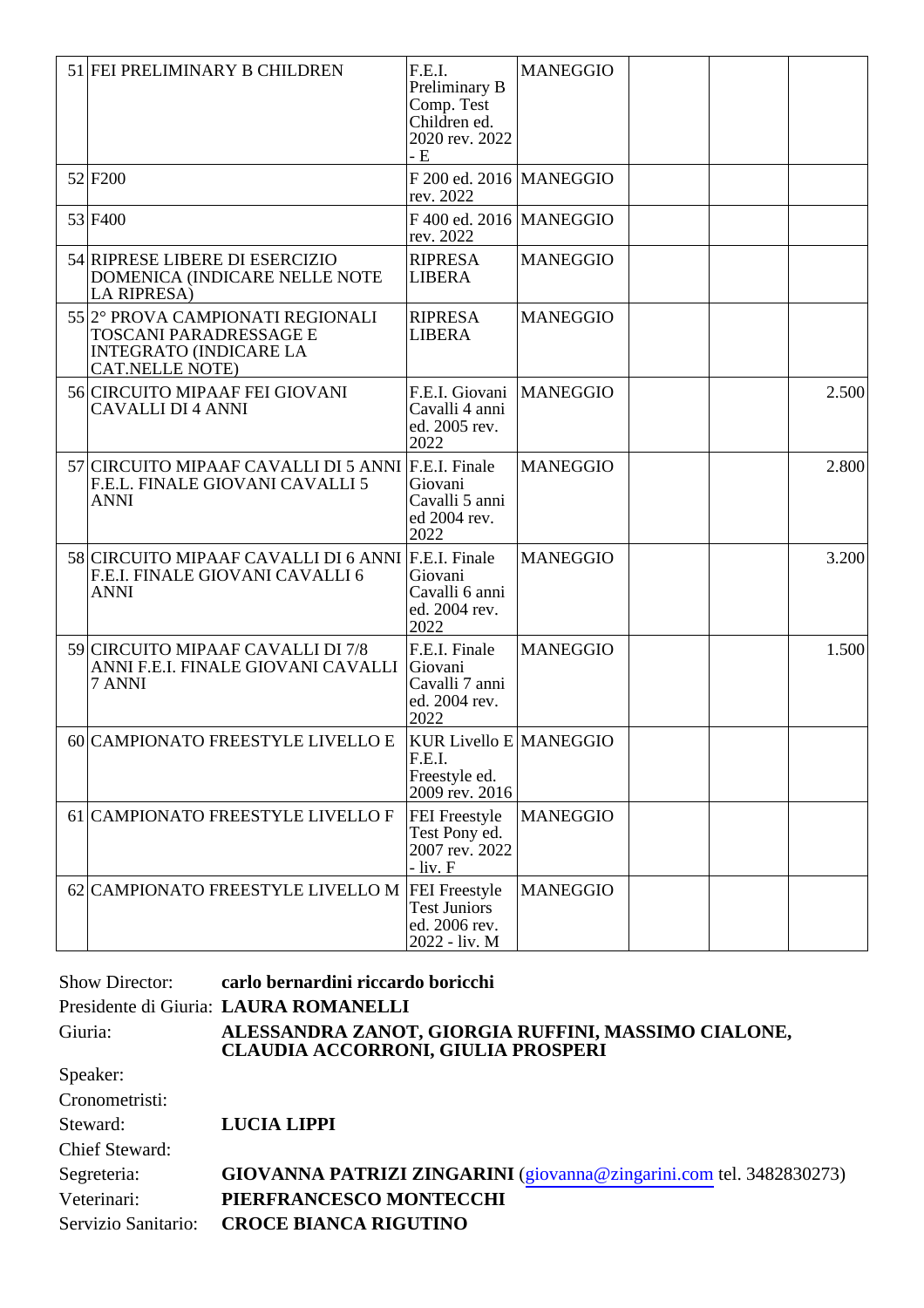| | | | | | | |
|---|---|---|---|---|---|---|
| 51 | FEI PRELIMINARY B CHILDREN | F.E.I. Preliminary B Comp. Test Children ed. 2020 rev. 2022 - E | MANEGGIO | | | |
| 52 | F200 | F 200 ed. 2016 rev. 2022 | MANEGGIO | | | |
| 53 | F400 | F 400 ed. 2016 rev. 2022 | MANEGGIO | | | |
| 54 | RIPRESE LIBERE DI ESERCIZIO DOMENICA (INDICARE NELLE NOTE LA RIPRESA) | RIPRESA LIBERA | MANEGGIO | | | |
| 55 | 2° PROVA CAMPIONATI REGIONALI TOSCANI PARADRESSAGE E INTEGRATO (INDICARE LA CAT.NELLE NOTE) | RIPRESA LIBERA | MANEGGIO | | | |
| 56 | CIRCUITO MIPAAF FEI GIOVANI CAVALLI DI 4 ANNI | F.E.I. Giovani Cavalli 4 anni ed. 2005 rev. 2022 | MANEGGIO | | | 2.500 |
| 57 | CIRCUITO MIPAAF CAVALLI DI 5 ANNI F.E.L. FINALE GIOVANI CAVALLI 5 ANNI | F.E.I. Finale Giovani Cavalli 5 anni ed 2004 rev. 2022 | MANEGGIO | | | 2.800 |
| 58 | CIRCUITO MIPAAF CAVALLI DI 6 ANNI F.E.I. FINALE GIOVANI CAVALLI 6 ANNI | F.E.I. Finale Giovani Cavalli 6 anni ed. 2004 rev. 2022 | MANEGGIO | | | 3.200 |
| 59 | CIRCUITO MIPAAF CAVALLI DI 7/8 ANNI F.E.I. FINALE GIOVANI CAVALLI 7 ANNI | F.E.I. Finale Giovani Cavalli 7 anni ed. 2004 rev. 2022 | MANEGGIO | | | 1.500 |
| 60 | CAMPIONATO FREESTYLE LIVELLO E | KUR Livello E F.E.I. Freestyle ed. 2009 rev. 2016 | MANEGGIO | | | |
| 61 | CAMPIONATO FREESTYLE LIVELLO F | FEI Freestyle Test Pony ed. 2007 rev. 2022 - liv. F | MANEGGIO | | | |
| 62 | CAMPIONATO FREESTYLE LIVELLO M | FEI Freestyle Test Juniors ed. 2006 rev. 2022 - liv. M | MANEGGIO | | | |

Show Director: **carlo bernardini riccardo boricchi**

Presidente di Giuria: **LAURA ROMANELLI**

Giuria: **ALESSANDRA ZANOT, GIORGIA RUFFINI, MASSIMO CIALONE, CLAUDIA ACCORRONI, GIULIA PROSPERI**

Speaker:

Cronometristi:

Steward: **LUCIA LIPPI**

Chief Steward:

Segreteria: **GIOVANNA PATRIZI ZINGARINI** (giovanna@zingarini.com tel. 3482830273)

Veterinari: **PIERFRANCESCO MONTECCHI**

Servizio Sanitario: **CROCE BIANCA RIGUTINO**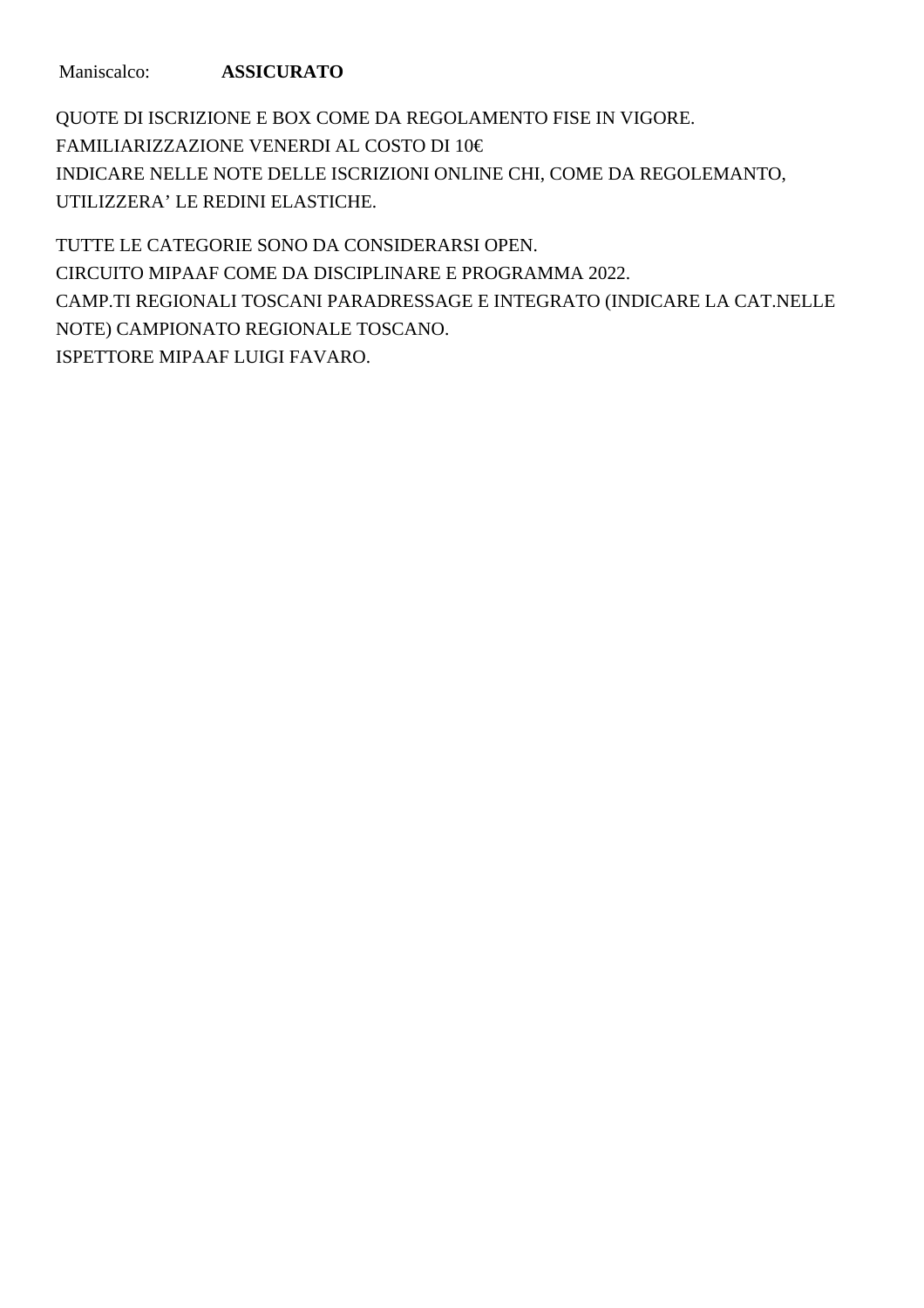Maniscalco: **ASSICURATO**

QUOTE DI ISCRIZIONE E BOX COME DA REGOLAMENTO FISE IN VIGORE.
FAMILIARIZZAZIONE VENERDI AL COSTO DI 10€
INDICARE NELLE NOTE DELLE ISCRIZIONI ONLINE CHI, COME DA REGOLEMANTO, UTILIZZERA' LE REDINI ELASTICHE.

TUTTE LE CATEGORIE SONO DA CONSIDERARSI OPEN.
CIRCUITO MIPAAF COME DA DISCIPLINARE E PROGRAMMA 2022.
CAMP.TI REGIONALI TOSCANI PARADRESSAGE E INTEGRATO (INDICARE LA CAT.NELLE NOTE) CAMPIONATO REGIONALE TOSCANO.
ISPETTORE MIPAAF LUIGI FAVARO.